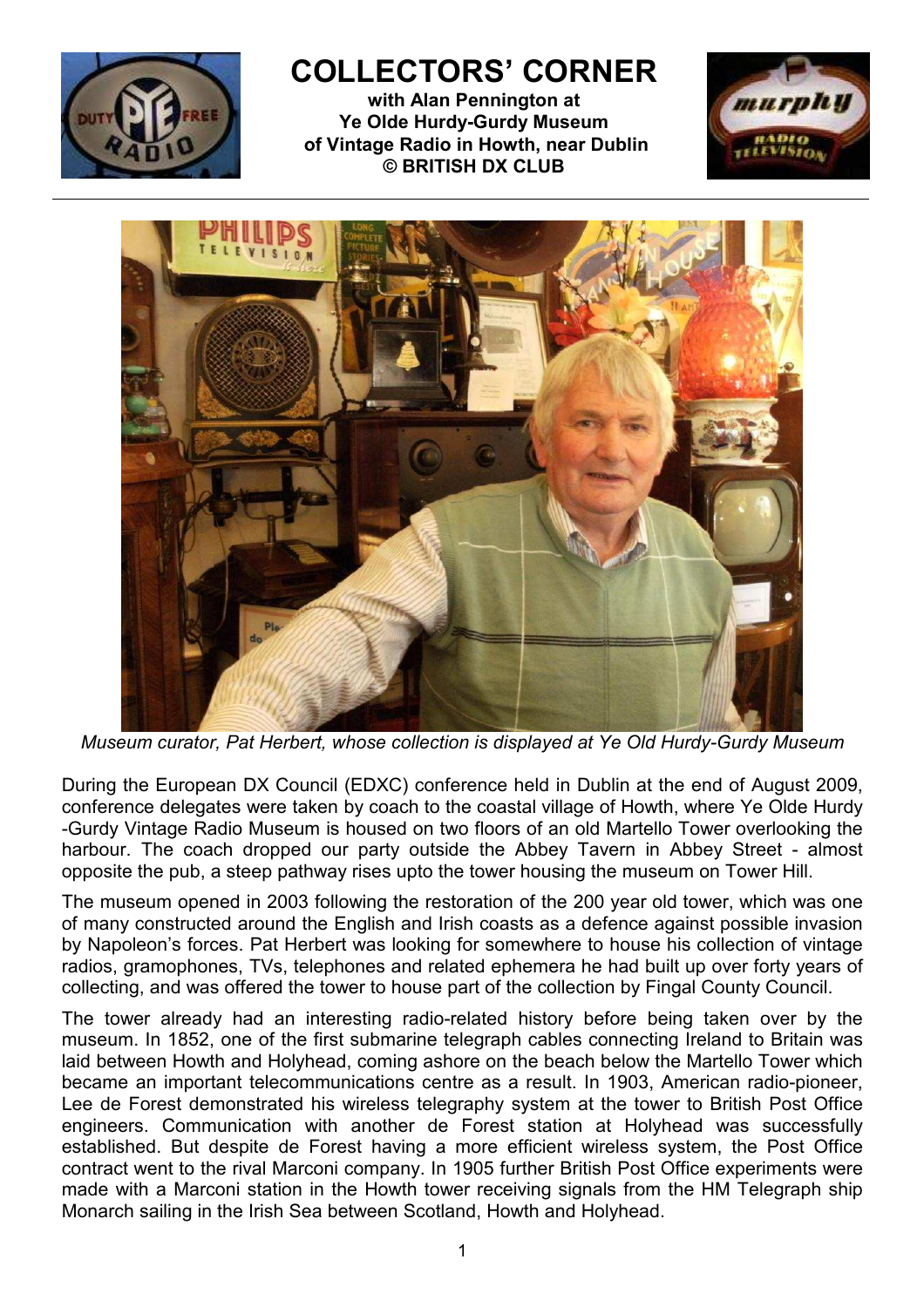# COLLECTORS' CORNER

**with Alan Pennington at**
**Ye Olde Hurdy-Gurdy Museum**
**of Vintage Radio in Howth, near Dublin**
**© BRITISH DX CLUB**

*Museum curator, Pat Herbert, whose collection is displayed at Ye Old Hurdy-Gurdy Museum*

During the European DX Council (EDXC) conference held in Dublin at the end of August 2009, conference delegates were taken by coach to the coastal village of Howth, where Ye Olde Hurdy-Gurdy Vintage Radio Museum is housed on two floors of an old Martello Tower overlooking the harbour. The coach dropped our party outside the Abbey Tavern in Abbey Street - almost opposite the pub, a steep pathway rises upto the tower housing the museum on Tower Hill.

The museum opened in 2003 following the restoration of the 200 year old tower, which was one of many constructed around the English and Irish coasts as a defence against possible invasion by Napoleon's forces. Pat Herbert was looking for somewhere to house his collection of vintage radios, gramophones, TVs, telephones and related ephemera he had built up over forty years of collecting, and was offered the tower to house part of the collection by Fingal County Council.

The tower already had an interesting radio-related history before being taken over by the museum. In 1852, one of the first submarine telegraph cables connecting Ireland to Britain was laid between Howth and Holyhead, coming ashore on the beach below the Martello Tower which became an important telecommunications centre as a result. In 1903, American radio-pioneer, Lee de Forest demonstrated his wireless telegraphy system at the tower to British Post Office engineers. Communication with another de Forest station at Holyhead was successfully established. But despite de Forest having a more efficient wireless system, the Post Office contract went to the rival Marconi company. In 1905 further British Post Office experiments were made with a Marconi station in the Howth tower receiving signals from the HM Telegraph ship Monarch sailing in the Irish Sea between Scotland, Howth and Holyhead.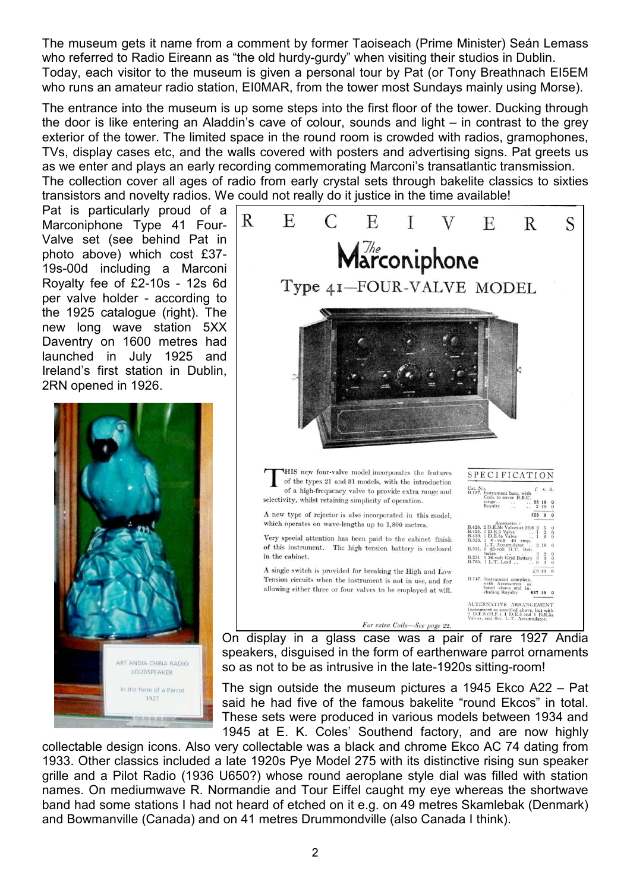The museum gets it name from a comment by former Taoiseach (Prime Minister) Seán Lemass who referred to Radio Eireann as "the old hurdy-gurdy" when visiting their studios in Dublin. Today, each visitor to the museum is given a personal tour by Pat (or Tony Breathnach EI5EM who runs an amateur radio station, EI0MAR, from the tower most Sundays mainly using Morse).

The entrance into the museum is up some steps into the first floor of the tower. Ducking through the door is like entering an Aladdin's cave of colour, sounds and light – in contrast to the grey exterior of the tower. The limited space in the round room is crowded with radios, gramophones, TVs, display cases etc, and the walls covered with posters and advertising signs. Pat greets us as we enter and plays an early recording commemorating Marconi's transatlantic transmission. The collection cover all ages of radio from early crystal sets through bakelite classics to sixties transistors and novelty radios. We could not really do it justice in the time available!

Pat is particularly proud of a Marconiphone Type 41 Four-Valve set (see behind Pat in photo above) which cost £37-19s-00d including a Marconi Royalty fee of £2-10s - 12s 6d per valve holder - according to the 1925 catalogue (right). The new long wave station 5XX Daventry on 1600 metres had launched in July 1925 and Ireland's first station in Dublin, 2RN opened in 1926.

On display in a glass case was a pair of rare 1927 Andia speakers, disguised in the form of earthenware parrot ornaments so as not to be as intrusive in the late-1920s sitting-room!

The sign outside the museum pictures a 1945 Ekco A22 – Pat said he had five of the famous bakelite "round Ekcos" in total. These sets were produced in various models between 1934 and 1945 at E. K. Coles' Southend factory, and are now highly collectable design icons. Also very collectable was a black and chrome Ekco AC 74 dating from 1933. Other classics included a late 1920s Pye Model 275 with its distinctive rising sun speaker grille and a Pilot Radio (1936 U650?) whose round aeroplane style dial was filled with station names. On mediumwave R. Normandie and Tour Eiffel caught my eye whereas the shortwave band had some stations I had not heard of etched on it e.g. on 49 metres Skamlebak (Denmark) and Bowmanville (Canada) and on 41 metres Drummondville (also Canada I think).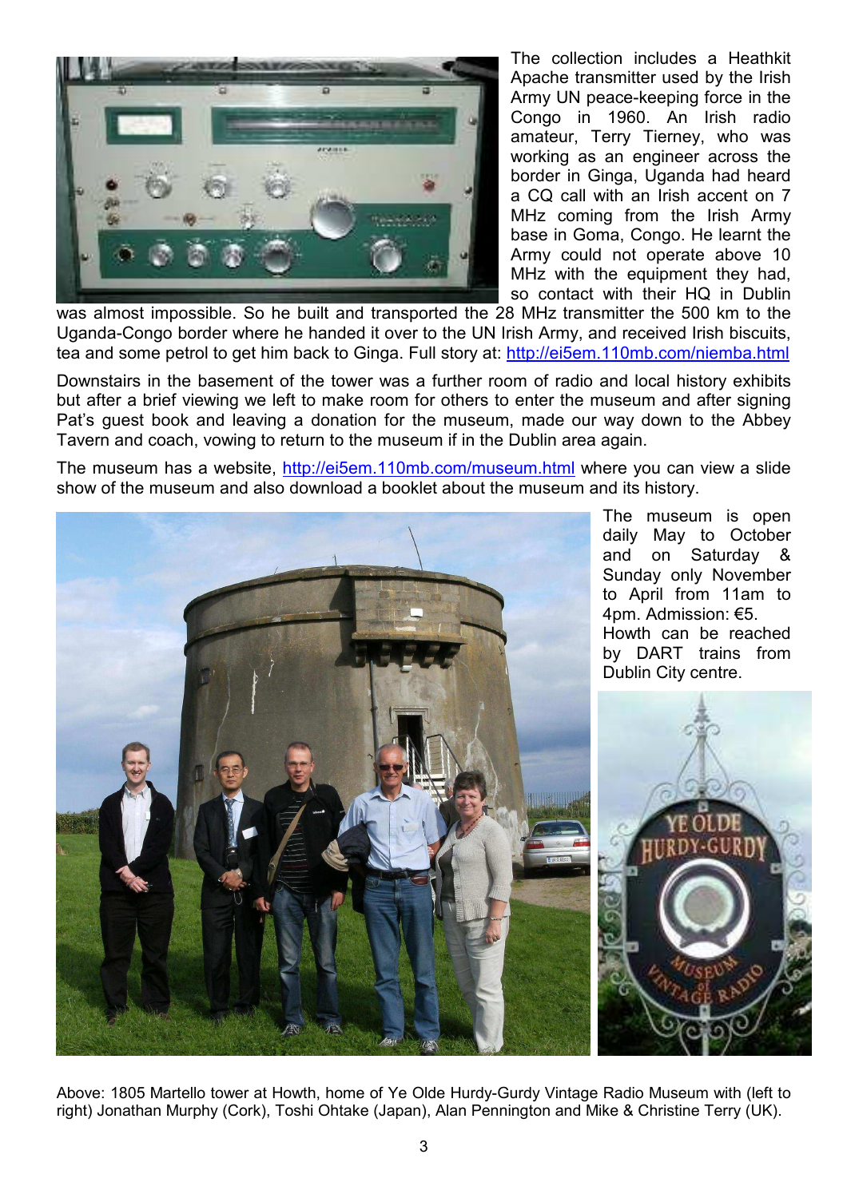The collection includes a Heathkit Apache transmitter used by the Irish Army UN peace-keeping force in the Congo in 1960. An Irish radio amateur, Terry Tierney, who was working as an engineer across the border in Ginga, Uganda had heard a CQ call with an Irish accent on 7 MHz coming from the Irish Army base in Goma, Congo. He learnt the Army could not operate above 10 MHz with the equipment they had, so contact with their HQ in Dublin was almost impossible. So he built and transported the 28 MHz transmitter the 500 km to the Uganda-Congo border where he handed it over to the UN Irish Army, and received Irish biscuits, tea and some petrol to get him back to Ginga. Full story at: http://ei5em.110mb.com/niemba.html

Downstairs in the basement of the tower was a further room of radio and local history exhibits but after a brief viewing we left to make room for others to enter the museum and after signing Pat's guest book and leaving a donation for the museum, made our way down to the Abbey Tavern and coach, vowing to return to the museum if in the Dublin area again.

The museum has a website, http://ei5em.110mb.com/museum.html where you can view a slide show of the museum and also download a booklet about the museum and its history.

The museum is open daily May to October and on Saturday & Sunday only November to April from 11am to 4pm. Admission: €5.
Howth can be reached by DART trains from Dublin City centre.

Above: 1805 Martello tower at Howth, home of Ye Olde Hurdy-Gurdy Vintage Radio Museum with (left to right) Jonathan Murphy (Cork), Toshi Ohtake (Japan), Alan Pennington and Mike & Christine Terry (UK).